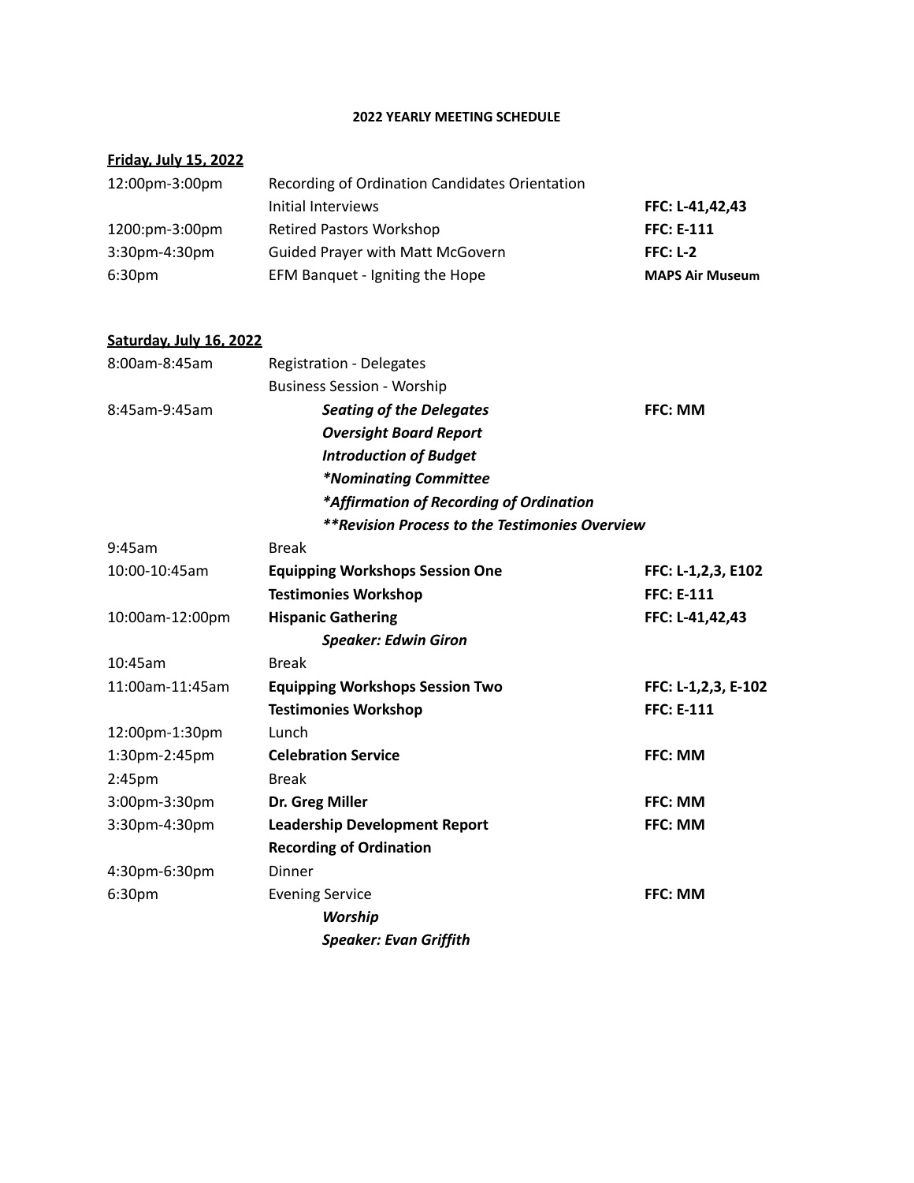**2022 YEARLY MEETING SCHEDULE**

**Friday, July 15, 2022**

| | | |
|---|---|---|
| 12:00pm-3:00pm | Recording of Ordination Candidates Orientation | |
| | Initial Interviews | **FFC: L-41,42,43** |
| 1200:pm-3:00pm | Retired Pastors Workshop | **FFC: E-111** |
| 3:30pm-4:30pm | Guided Prayer with Matt McGovern | **FFC: L-2** |
| 6:30pm | EFM Banquet - Igniting the Hope | **MAPS Air Museum** |

**Saturday, July 16, 2022**

| | | |
|---|---|---|
| 8:00am-8:45am | Registration - Delegates | |
| | Business Session - Worship | |
| 8:45am-9:45am | ***Seating of the Delegates*** | **FFC: MM** |
| | ***Oversight Board Report*** | |
| | ***Introduction of Budget*** | |
| | ****Nominating Committee*** | |
| | ****Affirmation of Recording of Ordination*** | |
| | *****Revision Process to the Testimonies Overview*** | |
| 9:45am | Break | |
| 10:00-10:45am | **Equipping Workshops Session One** | **FFC: L-1,2,3, E102** |
| | **Testimonies Workshop** | **FFC: E-111** |
| 10:00am-12:00pm | **Hispanic Gathering** | **FFC: L-41,42,43** |
| | ***Speaker: Edwin Giron*** | |
| 10:45am | Break | |
| 11:00am-11:45am | **Equipping Workshops Session Two** | **FFC: L-1,2,3, E-102** |
| | **Testimonies Workshop** | **FFC: E-111** |
| 12:00pm-1:30pm | Lunch | |
| 1:30pm-2:45pm | **Celebration Service** | **FFC: MM** |
| 2:45pm | Break | |
| 3:00pm-3:30pm | **Dr. Greg Miller** | **FFC: MM** |
| 3:30pm-4:30pm | **Leadership Development Report** | **FFC: MM** |
| | **Recording of Ordination** | |
| 4:30pm-6:30pm | Dinner | |
| 6:30pm | Evening Service | **FFC: MM** |
| | ***Worship*** | |
| | ***Speaker: Evan Griffith*** | |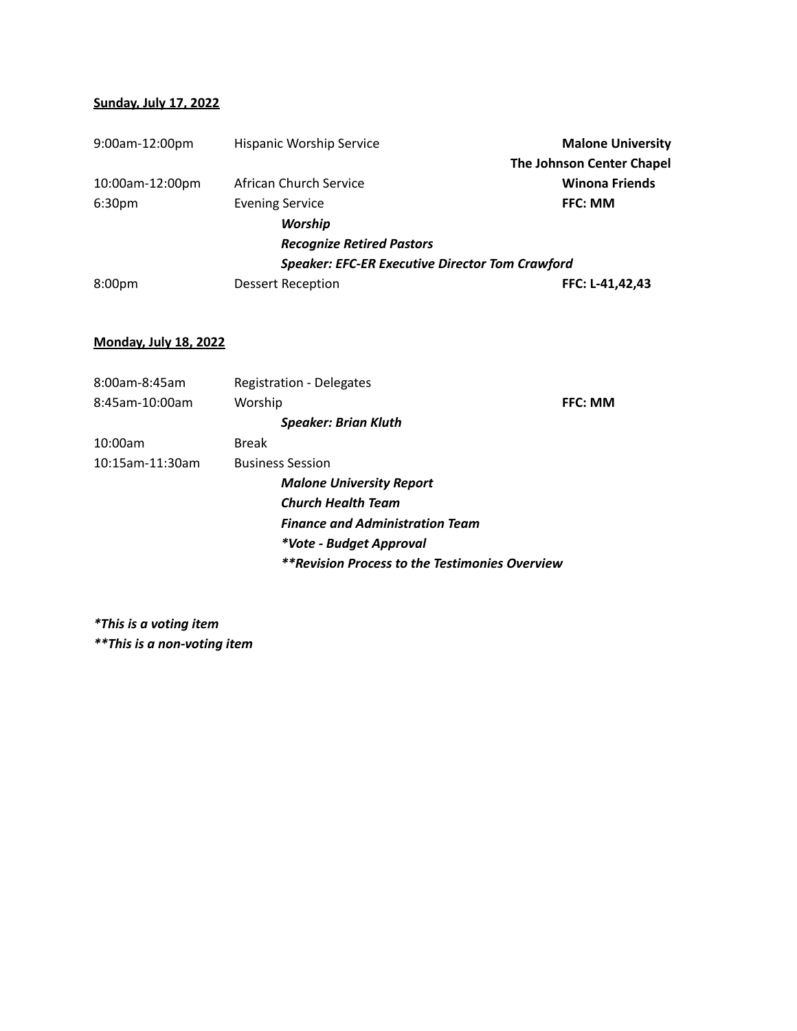**Sunday, July 17, 2022**

| | | |
|---|---|---|
| 9:00am-12:00pm | Hispanic Worship Service | **Malone University The Johnson Center Chapel** |
| 10:00am-12:00pm | African Church Service | **Winona Friends** |
| 6:30pm | Evening Service | **FFC: MM** |
| | ***Worship*** | |
| | ***Recognize Retired Pastors*** | |
| | ***Speaker: EFC-ER Executive Director Tom Crawford*** | |
| 8:00pm | Dessert Reception | **FFC: L-41,42,43** |

**Monday, July 18, 2022**

| | | |
|---|---|---|
| 8:00am-8:45am | Registration - Delegates | |
| 8:45am-10:00am | Worship | **FFC: MM** |
| | ***Speaker: Brian Kluth*** | |
| 10:00am | Break | |
| 10:15am-11:30am | Business Session | |
| | ***Malone University Report*** | |
| | ***Church Health Team*** | |
| | ***Finance and Administration Team*** | |
| | ****Vote - Budget Approval*** | |
| | *****Revision Process to the Testimonies Overview*** | |

****This is a voting item***

*****This is a non-voting item***